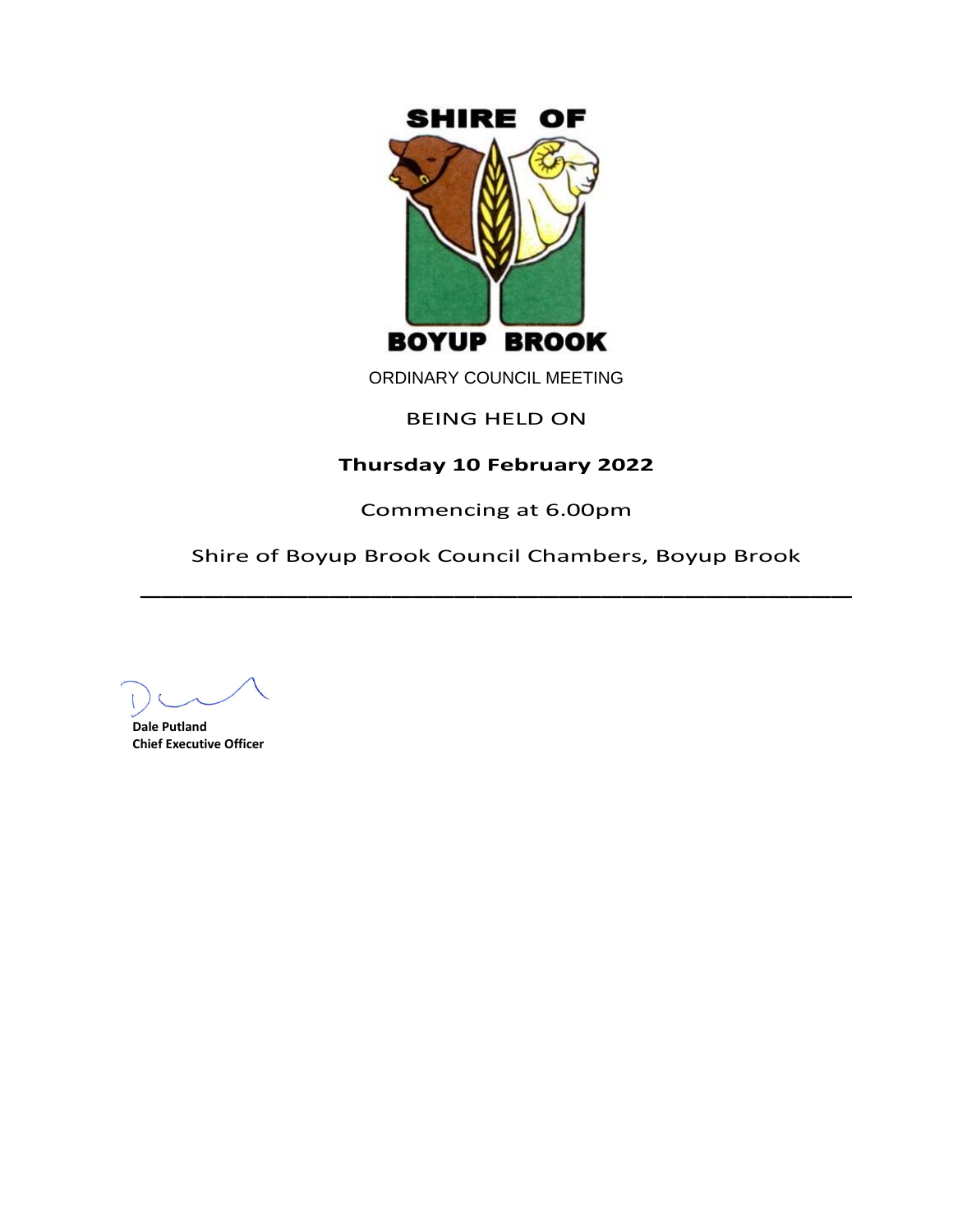# SHIRE OF BOYUP BROOK

ORDINARY COUNCIL MEETING

BEING HELD ON

**Thursday 10 February 2022**

Commencing at 6.00pm

Shire of Boyup Brook Council Chambers, Boyup Brook

---

**Dale Putland**
**Chief Executive Officer**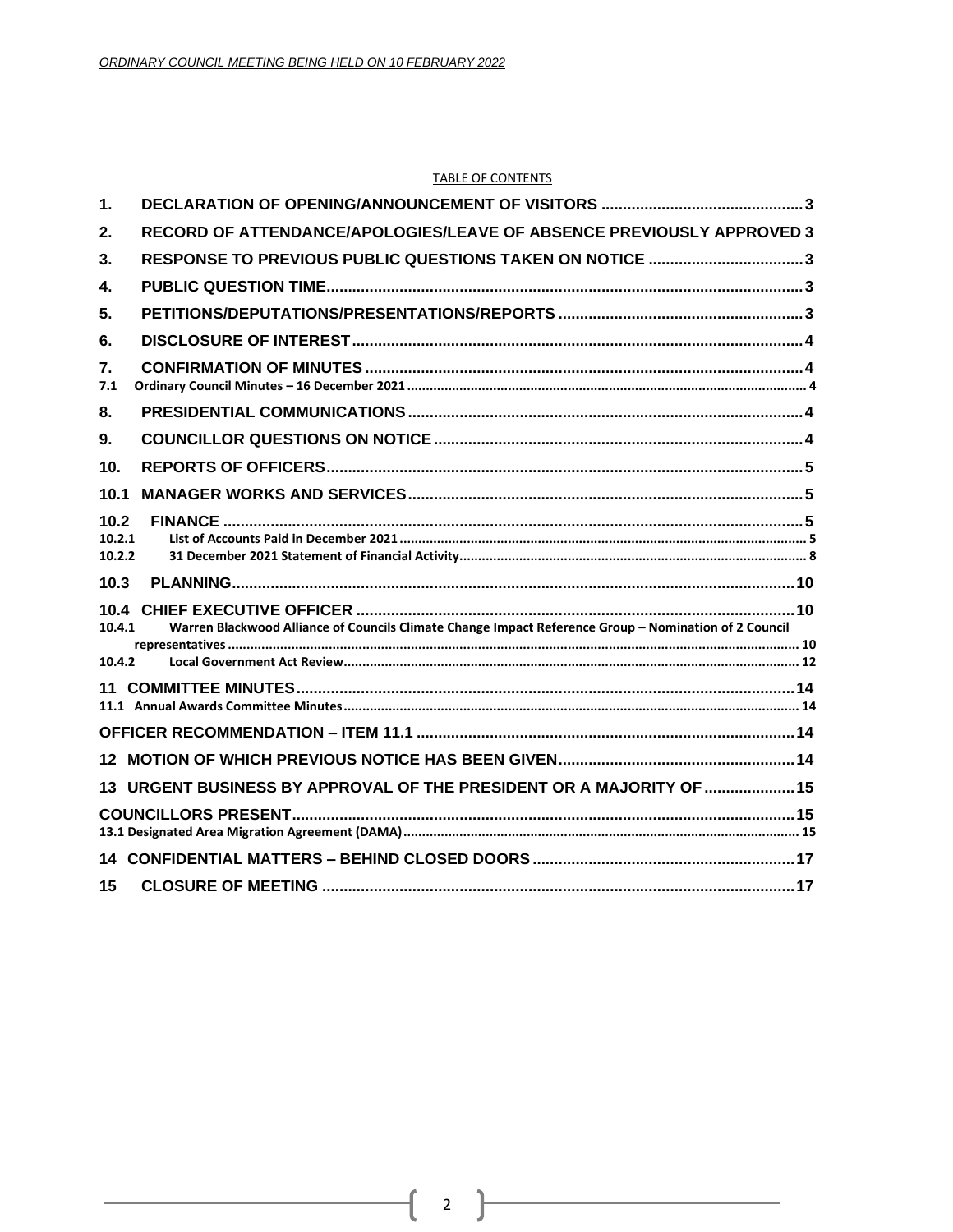TABLE OF CONTENTS

| | | |
|---|---|---|
| 1. | DECLARATION OF OPENING/ANNOUNCEMENT OF VISITORS | 3 |
| 2. | RECORD OF ATTENDANCE/APOLOGIES/LEAVE OF ABSENCE PREVIOUSLY APPROVED | 3 |
| 3. | RESPONSE TO PREVIOUS PUBLIC QUESTIONS TAKEN ON NOTICE | 3 |
| 4. | PUBLIC QUESTION TIME | 3 |
| 5. | PETITIONS/DEPUTATIONS/PRESENTATIONS/REPORTS | 3 |
| 6. | DISCLOSURE OF INTEREST | 4 |
| 7. | CONFIRMATION OF MINUTES | 4 |
| 7.1 | Ordinary Council Minutes – 16 December 2021 | 4 |
| 8. | PRESIDENTIAL COMMUNICATIONS | 4 |
| 9. | COUNCILLOR QUESTIONS ON NOTICE | 4 |
| 10. | REPORTS OF OFFICERS | 5 |
| 10.1 | MANAGER WORKS AND SERVICES | 5 |
| 10.2 | FINANCE | 5 |
| 10.2.1 | List of Accounts Paid in December 2021 | 5 |
| 10.2.2 | 31 December 2021 Statement of Financial Activity | 8 |
| 10.3 | PLANNING | 10 |
| 10.4 | CHIEF EXECUTIVE OFFICER | 10 |
| 10.4.1 | Warren Blackwood Alliance of Councils Climate Change Impact Reference Group – Nomination of 2 Council representatives | 10 |
| 10.4.2 | Local Government Act Review | 12 |
| 11 | COMMITTEE MINUTES | 14 |
| 11.1 | Annual Awards Committee Minutes | 14 |
| | OFFICER RECOMMENDATION – ITEM 11.1 | 14 |
| 12 | MOTION OF WHICH PREVIOUS NOTICE HAS BEEN GIVEN | 14 |
| 13 | URGENT BUSINESS BY APPROVAL OF THE PRESIDENT OR A MAJORITY OF | 15 |
| | COUNCILLORS PRESENT | 15 |
| 13.1 | Designated Area Migration Agreement (DAMA) | 15 |
| 14 | CONFIDENTIAL MATTERS – BEHIND CLOSED DOORS | 17 |
| 15 | CLOSURE OF MEETING | 17 |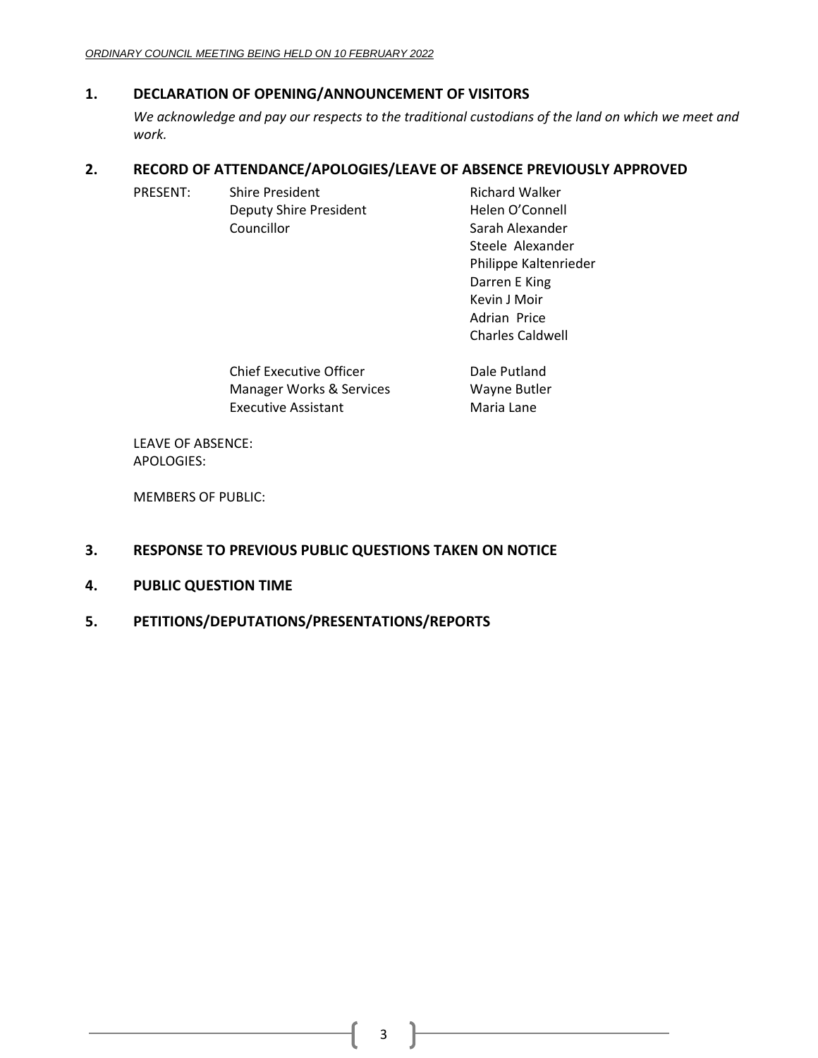## 1. DECLARATION OF OPENING/ANNOUNCEMENT OF VISITORS

*We acknowledge and pay our respects to the traditional custodians of the land on which we meet and work.*

## 2. RECORD OF ATTENDANCE/APOLOGIES/LEAVE OF ABSENCE PREVIOUSLY APPROVED

| PRESENT: | Shire President | Richard Walker |
|---|---|---|
| | Deputy Shire President | Helen O'Connell |
| | Councillor | Sarah Alexander |
| | | Steele Alexander |
| | | Philippe Kaltenrieder |
| | | Darren E King |
| | | Kevin J Moir |
| | | Adrian Price |
| | | Charles Caldwell |
| | Chief Executive Officer | Dale Putland |
| | Manager Works & Services | Wayne Butler |
| | Executive Assistant | Maria Lane |

LEAVE OF ABSENCE:
APOLOGIES:

MEMBERS OF PUBLIC:

## 3. RESPONSE TO PREVIOUS PUBLIC QUESTIONS TAKEN ON NOTICE

## 4. PUBLIC QUESTION TIME

## 5. PETITIONS/DEPUTATIONS/PRESENTATIONS/REPORTS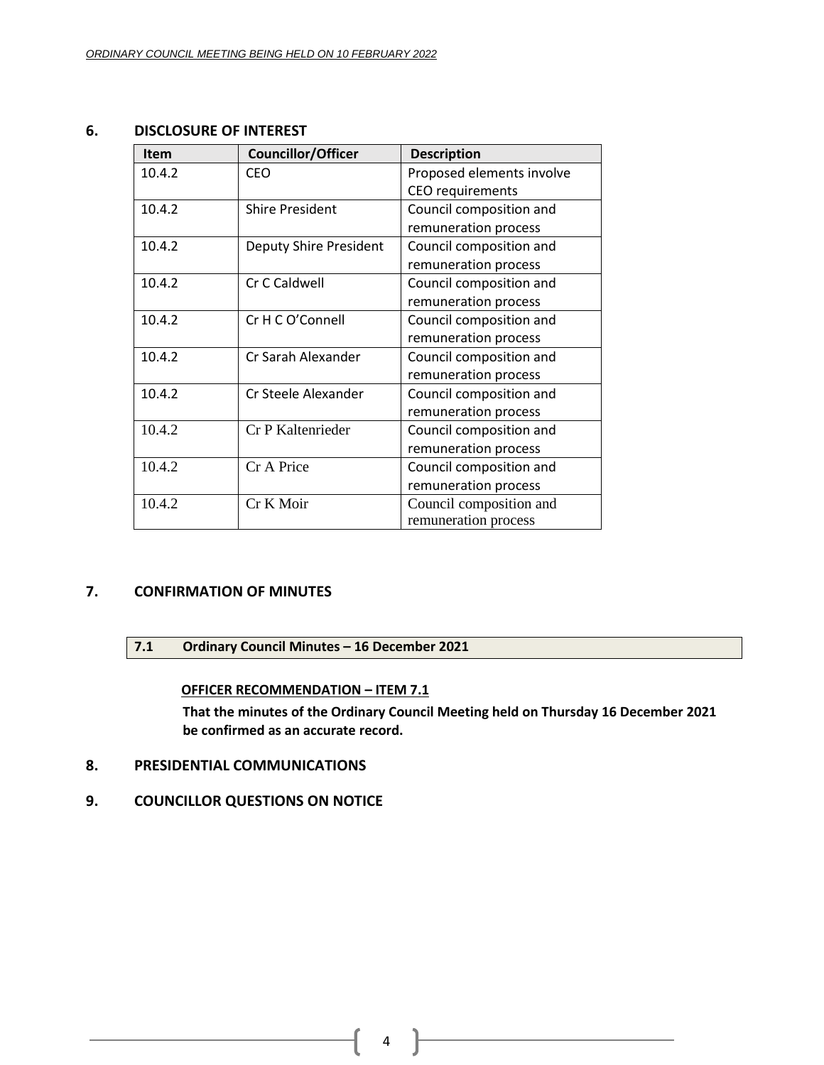## 6. DISCLOSURE OF INTEREST

| Item | Councillor/Officer | Description |
|---|---|---|
| 10.4.2 | CEO | Proposed elements involve CEO requirements |
| 10.4.2 | Shire President | Council composition and remuneration process |
| 10.4.2 | Deputy Shire President | Council composition and remuneration process |
| 10.4.2 | Cr C Caldwell | Council composition and remuneration process |
| 10.4.2 | Cr H C O'Connell | Council composition and remuneration process |
| 10.4.2 | Cr Sarah Alexander | Council composition and remuneration process |
| 10.4.2 | Cr Steele Alexander | Council composition and remuneration process |
| 10.4.2 | Cr P Kaltenrieder | Council composition and remuneration process |
| 10.4.2 | Cr A Price | Council composition and remuneration process |
| 10.4.2 | Cr K Moir | Council composition and remuneration process |

## 7. CONFIRMATION OF MINUTES

### 7.1 Ordinary Council Minutes – 16 December 2021

**OFFICER RECOMMENDATION – ITEM 7.1**

**That the minutes of the Ordinary Council Meeting held on Thursday 16 December 2021 be confirmed as an accurate record.**

## 8. PRESIDENTIAL COMMUNICATIONS

## 9. COUNCILLOR QUESTIONS ON NOTICE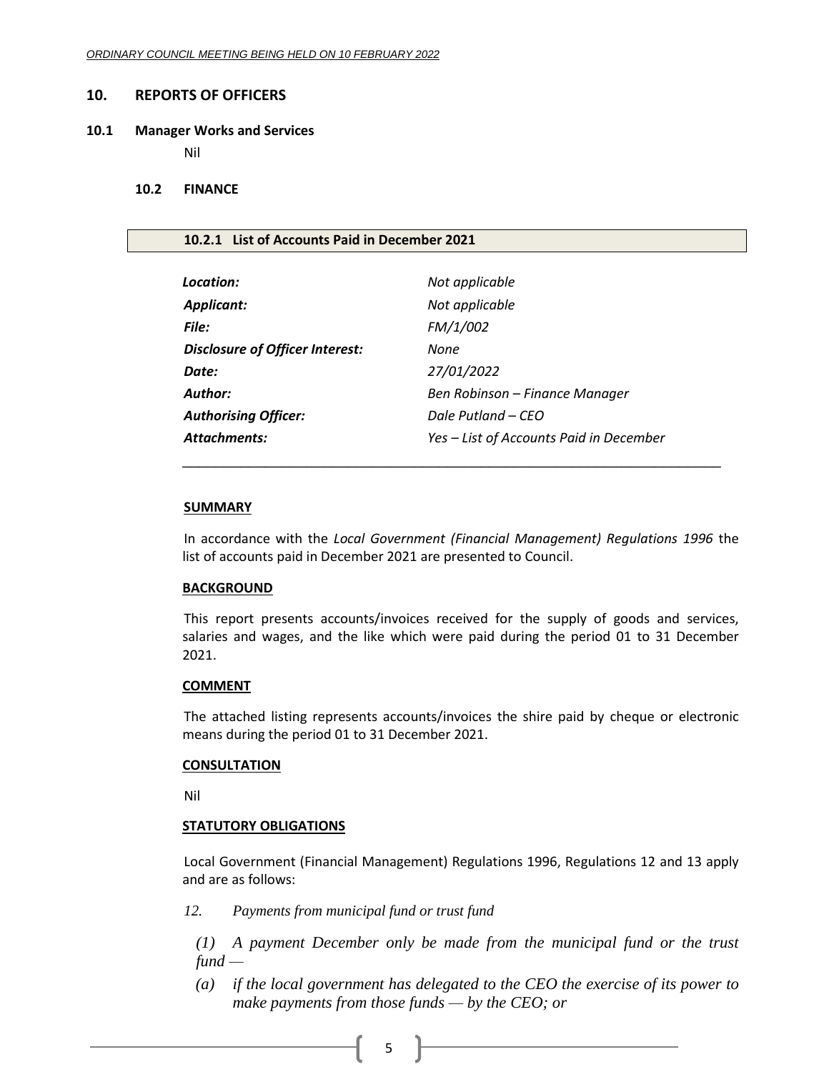## 10. REPORTS OF OFFICERS

### 10.1 Manager Works and Services

Nil

### 10.2 FINANCE

#### 10.2.1 List of Accounts Paid in December 2021

| | |
|---|---|
| ***Location:*** | *Not applicable* |
| ***Applicant:*** | *Not applicable* |
| ***File:*** | *FM/1/002* |
| ***Disclosure of Officer Interest:*** | *None* |
| ***Date:*** | *27/01/2022* |
| ***Author:*** | *Ben Robinson – Finance Manager* |
| ***Authorising Officer:*** | *Dale Putland – CEO* |
| ***Attachments:*** | *Yes – List of Accounts Paid in December* |

**SUMMARY**

In accordance with the *Local Government (Financial Management) Regulations 1996* the list of accounts paid in December 2021 are presented to Council.

**BACKGROUND**

This report presents accounts/invoices received for the supply of goods and services, salaries and wages, and the like which were paid during the period 01 to 31 December 2021.

**COMMENT**

The attached listing represents accounts/invoices the shire paid by cheque or electronic means during the period 01 to 31 December 2021.

**CONSULTATION**

Nil

**STATUTORY OBLIGATIONS**

Local Government (Financial Management) Regulations 1996, Regulations 12 and 13 apply and are as follows:

*12. Payments from municipal fund or trust fund*

*(1) A payment December only be made from the municipal fund or the trust fund —*

*(a) if the local government has delegated to the CEO the exercise of its power to make payments from those funds — by the CEO; or*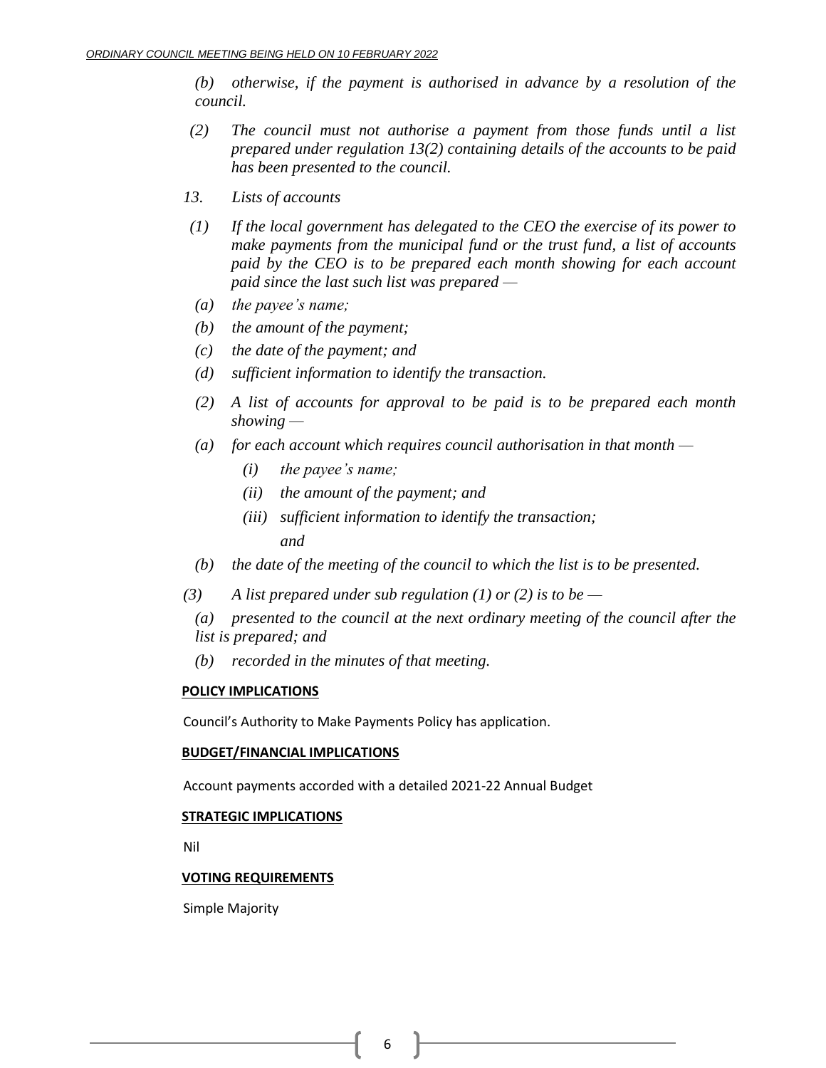*(b) otherwise, if the payment is authorised in advance by a resolution of the council.*

*(2) The council must not authorise a payment from those funds until a list prepared under regulation 13(2) containing details of the accounts to be paid has been presented to the council.*

*13. Lists of accounts*

*(1) If the local government has delegated to the CEO the exercise of its power to make payments from the municipal fund or the trust fund, a list of accounts paid by the CEO is to be prepared each month showing for each account paid since the last such list was prepared —*

*(a) the payee's name;*

*(b) the amount of the payment;*

*(c) the date of the payment; and*

*(d) sufficient information to identify the transaction.*

*(2) A list of accounts for approval to be paid is to be prepared each month showing —*

*(a) for each account which requires council authorisation in that month —*

*(i) the payee's name;*

*(ii) the amount of the payment; and*

*(iii) sufficient information to identify the transaction;*

*and*

*(b) the date of the meeting of the council to which the list is to be presented.*

*(3) A list prepared under sub regulation (1) or (2) is to be —*

*(a) presented to the council at the next ordinary meeting of the council after the list is prepared; and*

*(b) recorded in the minutes of that meeting.*

**POLICY IMPLICATIONS**

Council's Authority to Make Payments Policy has application.

**BUDGET/FINANCIAL IMPLICATIONS**

Account payments accorded with a detailed 2021-22 Annual Budget

**STRATEGIC IMPLICATIONS**

Nil

**VOTING REQUIREMENTS**

Simple Majority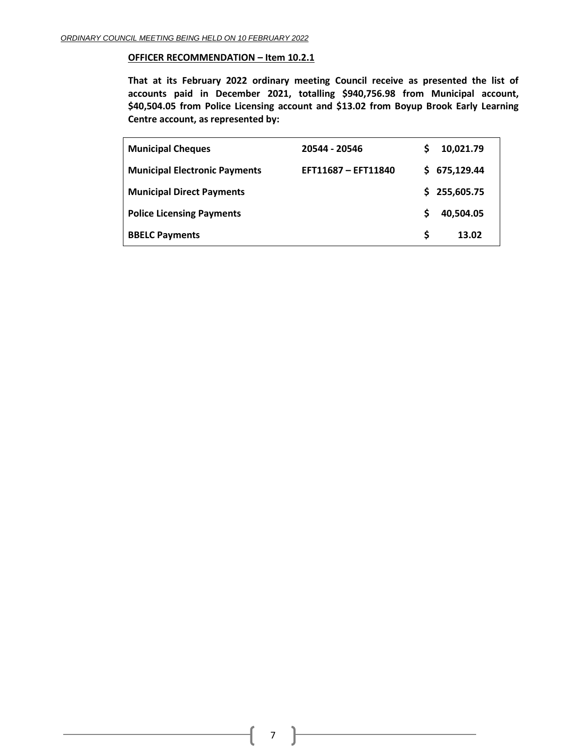**OFFICER RECOMMENDATION – Item 10.2.1**

**That at its February 2022 ordinary meeting Council receive as presented the list of accounts paid in December 2021, totalling $940,756.98 from Municipal account, $40,504.05 from Police Licensing account and $13.02 from Boyup Brook Early Learning Centre account, as represented by:**

| | | |
|---|---|---|
| **Municipal Cheques** | **20544 - 20546** | **$ 10,021.79** |
| **Municipal Electronic Payments** | **EFT11687 – EFT11840** | **$ 675,129.44** |
| **Municipal Direct Payments** | | **$ 255,605.75** |
| **Police Licensing Payments** | | **$ 40,504.05** |
| **BBELC Payments** | | **$ 13.02** |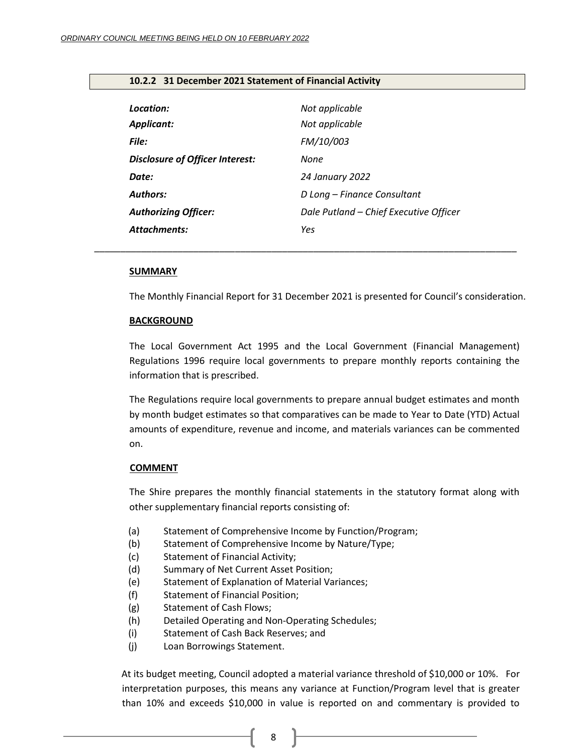## 10.2.2 31 December 2021 Statement of Financial Activity

| | |
|---|---|
| ***Location:*** | *Not applicable* |
| ***Applicant:*** | *Not applicable* |
| ***File:*** | *FM/10/003* |
| ***Disclosure of Officer Interest:*** | *None* |
| ***Date:*** | *24 January 2022* |
| ***Authors:*** | *D Long – Finance Consultant* |
| ***Authorizing Officer:*** | *Dale Putland – Chief Executive Officer* |
| ***Attachments:*** | *Yes* |

---

**SUMMARY**

The Monthly Financial Report for 31 December 2021 is presented for Council's consideration.

**BACKGROUND**

The Local Government Act 1995 and the Local Government (Financial Management) Regulations 1996 require local governments to prepare monthly reports containing the information that is prescribed.

The Regulations require local governments to prepare annual budget estimates and month by month budget estimates so that comparatives can be made to Year to Date (YTD) Actual amounts of expenditure, revenue and income, and materials variances can be commented on.

**COMMENT**

The Shire prepares the monthly financial statements in the statutory format along with other supplementary financial reports consisting of:

(a) Statement of Comprehensive Income by Function/Program;
(b) Statement of Comprehensive Income by Nature/Type;
(c) Statement of Financial Activity;
(d) Summary of Net Current Asset Position;
(e) Statement of Explanation of Material Variances;
(f) Statement of Financial Position;
(g) Statement of Cash Flows;
(h) Detailed Operating and Non-Operating Schedules;
(i) Statement of Cash Back Reserves; and
(j) Loan Borrowings Statement.

At its budget meeting, Council adopted a material variance threshold of $10,000 or 10%. For interpretation purposes, this means any variance at Function/Program level that is greater than 10% and exceeds $10,000 in value is reported on and commentary is provided to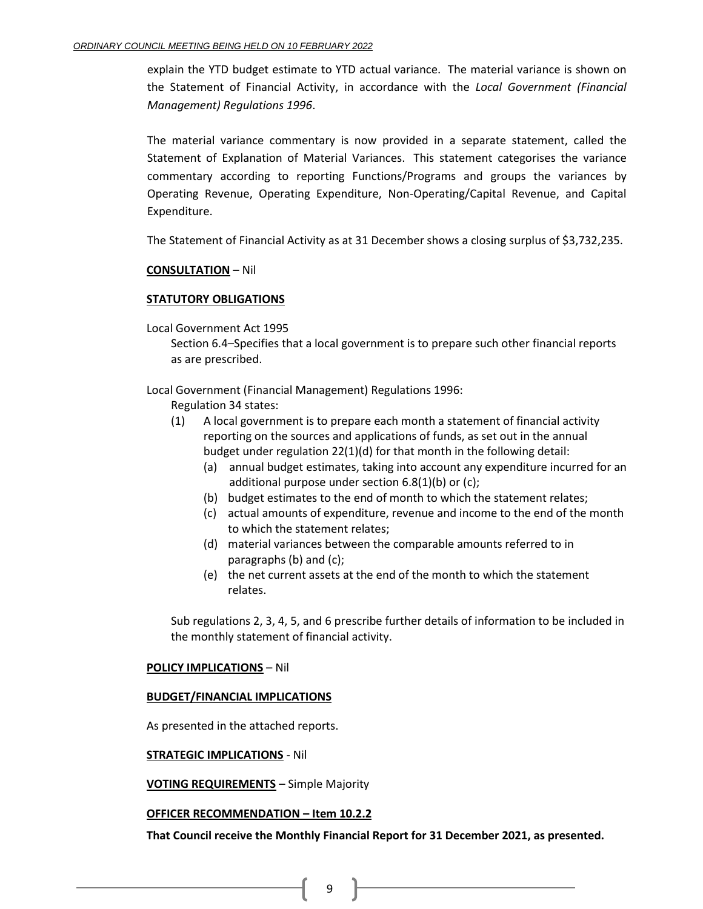explain the YTD budget estimate to YTD actual variance. The material variance is shown on the Statement of Financial Activity, in accordance with the *Local Government (Financial Management) Regulations 1996*.

The material variance commentary is now provided in a separate statement, called the Statement of Explanation of Material Variances. This statement categorises the variance commentary according to reporting Functions/Programs and groups the variances by Operating Revenue, Operating Expenditure, Non-Operating/Capital Revenue, and Capital Expenditure.

The Statement of Financial Activity as at 31 December shows a closing surplus of $3,732,235.

**CONSULTATION** – Nil

**STATUTORY OBLIGATIONS**

Local Government Act 1995

Section 6.4–Specifies that a local government is to prepare such other financial reports as are prescribed.

Local Government (Financial Management) Regulations 1996:

Regulation 34 states:

(1) A local government is to prepare each month a statement of financial activity reporting on the sources and applications of funds, as set out in the annual budget under regulation 22(1)(d) for that month in the following detail:
   - (a) annual budget estimates, taking into account any expenditure incurred for an additional purpose under section 6.8(1)(b) or (c);
   - (b) budget estimates to the end of month to which the statement relates;
   - (c) actual amounts of expenditure, revenue and income to the end of the month to which the statement relates;
   - (d) material variances between the comparable amounts referred to in paragraphs (b) and (c);
   - (e) the net current assets at the end of the month to which the statement relates.

Sub regulations 2, 3, 4, 5, and 6 prescribe further details of information to be included in the monthly statement of financial activity.

**POLICY IMPLICATIONS** – Nil

**BUDGET/FINANCIAL IMPLICATIONS**

As presented in the attached reports.

**STRATEGIC IMPLICATIONS** - Nil

**VOTING REQUIREMENTS** – Simple Majority

**OFFICER RECOMMENDATION – Item 10.2.2**

**That Council receive the Monthly Financial Report for 31 December 2021, as presented.**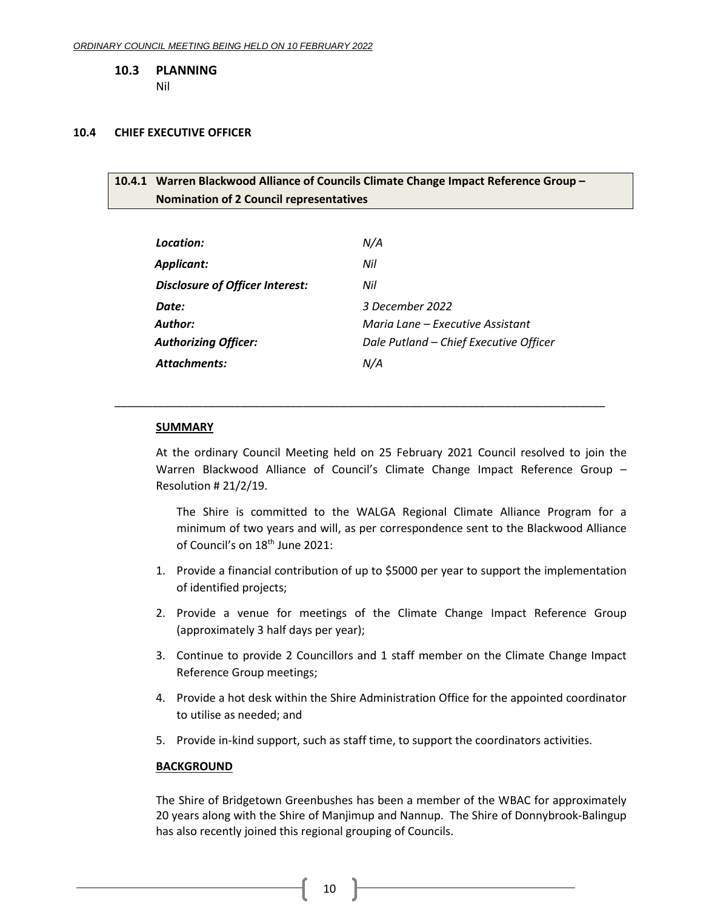### 10.3 PLANNING

Nil

### 10.4 CHIEF EXECUTIVE OFFICER

#### 10.4.1 Warren Blackwood Alliance of Councils Climate Change Impact Reference Group – Nomination of 2 Council representatives

| | |
|---|---|
| ***Location:*** | *N/A* |
| ***Applicant:*** | *Nil* |
| ***Disclosure of Officer Interest:*** | *Nil* |
| ***Date:*** | *3 December 2022* |
| ***Author:*** | *Maria Lane – Executive Assistant* |
| ***Authorizing Officer:*** | *Dale Putland – Chief Executive Officer* |
| ***Attachments:*** | *N/A* |

---

**SUMMARY**

At the ordinary Council Meeting held on 25 February 2021 Council resolved to join the Warren Blackwood Alliance of Council's Climate Change Impact Reference Group – Resolution # 21/2/19.

The Shire is committed to the WALGA Regional Climate Alliance Program for a minimum of two years and will, as per correspondence sent to the Blackwood Alliance of Council's on 18th June 2021:

1. Provide a financial contribution of up to $5000 per year to support the implementation of identified projects;
2. Provide a venue for meetings of the Climate Change Impact Reference Group (approximately 3 half days per year);
3. Continue to provide 2 Councillors and 1 staff member on the Climate Change Impact Reference Group meetings;
4. Provide a hot desk within the Shire Administration Office for the appointed coordinator to utilise as needed; and
5. Provide in-kind support, such as staff time, to support the coordinators activities.

**BACKGROUND**

The Shire of Bridgetown Greenbushes has been a member of the WBAC for approximately 20 years along with the Shire of Manjimup and Nannup. The Shire of Donnybrook-Balingup has also recently joined this regional grouping of Councils.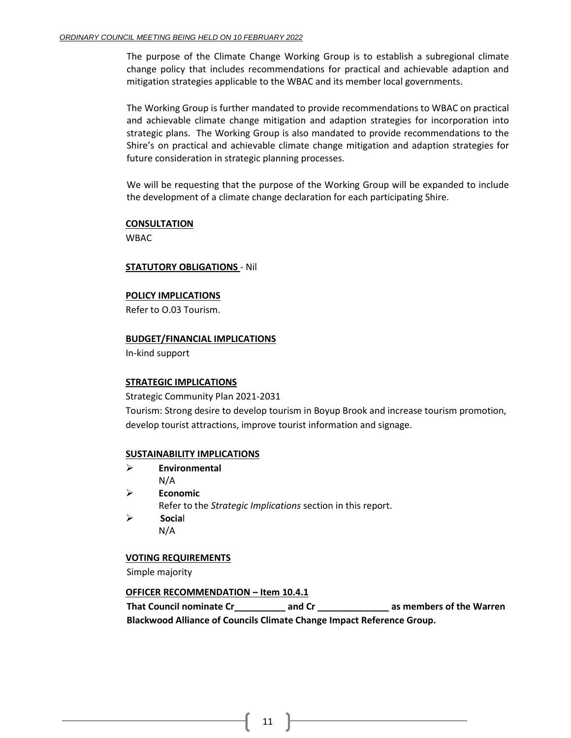The purpose of the Climate Change Working Group is to establish a subregional climate change policy that includes recommendations for practical and achievable adaption and mitigation strategies applicable to the WBAC and its member local governments.

The Working Group is further mandated to provide recommendations to WBAC on practical and achievable climate change mitigation and adaption strategies for incorporation into strategic plans. The Working Group is also mandated to provide recommendations to the Shire's on practical and achievable climate change mitigation and adaption strategies for future consideration in strategic planning processes.

We will be requesting that the purpose of the Working Group will be expanded to include the development of a climate change declaration for each participating Shire.

**CONSULTATION**

WBAC

**STATUTORY OBLIGATIONS** - Nil

**POLICY IMPLICATIONS**

Refer to O.03 Tourism.

**BUDGET/FINANCIAL IMPLICATIONS**

In-kind support

**STRATEGIC IMPLICATIONS**

Strategic Community Plan 2021-2031

Tourism: Strong desire to develop tourism in Boyup Brook and increase tourism promotion, develop tourist attractions, improve tourist information and signage.

**SUSTAINABILITY IMPLICATIONS**

- **Environmental**
  N/A
- **Economic**
  Refer to the *Strategic Implications* section in this report.
- **Social**
  N/A

**VOTING REQUIREMENTS**

Simple majority

**OFFICER RECOMMENDATION – Item 10.4.1**

**That Council nominate Cr__________ and Cr ______________ as members of the Warren Blackwood Alliance of Councils Climate Change Impact Reference Group.**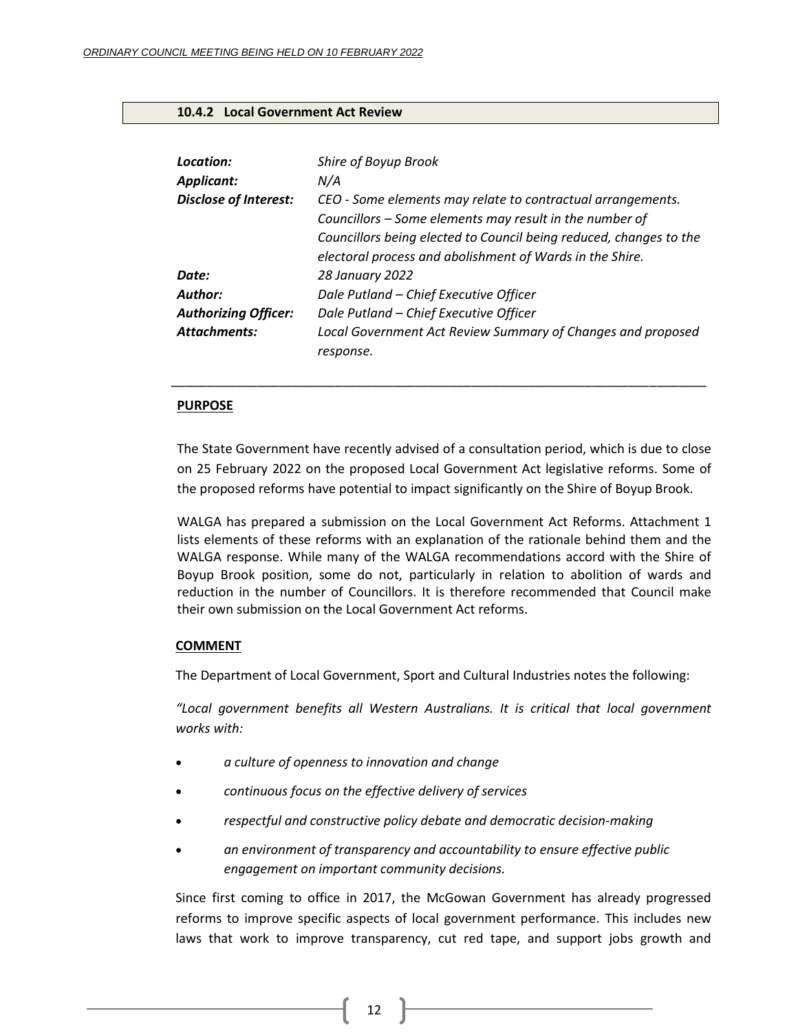### 10.4.2 Local Government Act Review

| | |
|---|---|
| ***Location:*** | *Shire of Boyup Brook* |
| ***Applicant:*** | *N/A* |
| ***Disclose of Interest:*** | *CEO - Some elements may relate to contractual arrangements. Councillors – Some elements may result in the number of Councillors being elected to Council being reduced, changes to the electoral process and abolishment of Wards in the Shire.* |
| ***Date:*** | *28 January 2022* |
| ***Author:*** | *Dale Putland – Chief Executive Officer* |
| ***Authorizing Officer:*** | *Dale Putland – Chief Executive Officer* |
| ***Attachments:*** | *Local Government Act Review Summary of Changes and proposed response.* |

---

**PURPOSE**

The State Government have recently advised of a consultation period, which is due to close on 25 February 2022 on the proposed Local Government Act legislative reforms. Some of the proposed reforms have potential to impact significantly on the Shire of Boyup Brook.

WALGA has prepared a submission on the Local Government Act Reforms. Attachment 1 lists elements of these reforms with an explanation of the rationale behind them and the WALGA response. While many of the WALGA recommendations accord with the Shire of Boyup Brook position, some do not, particularly in relation to abolition of wards and reduction in the number of Councillors. It is therefore recommended that Council make their own submission on the Local Government Act reforms.

**COMMENT**

The Department of Local Government, Sport and Cultural Industries notes the following:

*"Local government benefits all Western Australians. It is critical that local government works with:*

- *a culture of openness to innovation and change*
- *continuous focus on the effective delivery of services*
- *respectful and constructive policy debate and democratic decision-making*
- *an environment of transparency and accountability to ensure effective public engagement on important community decisions.*

Since first coming to office in 2017, the McGowan Government has already progressed reforms to improve specific aspects of local government performance. This includes new laws that work to improve transparency, cut red tape, and support jobs growth and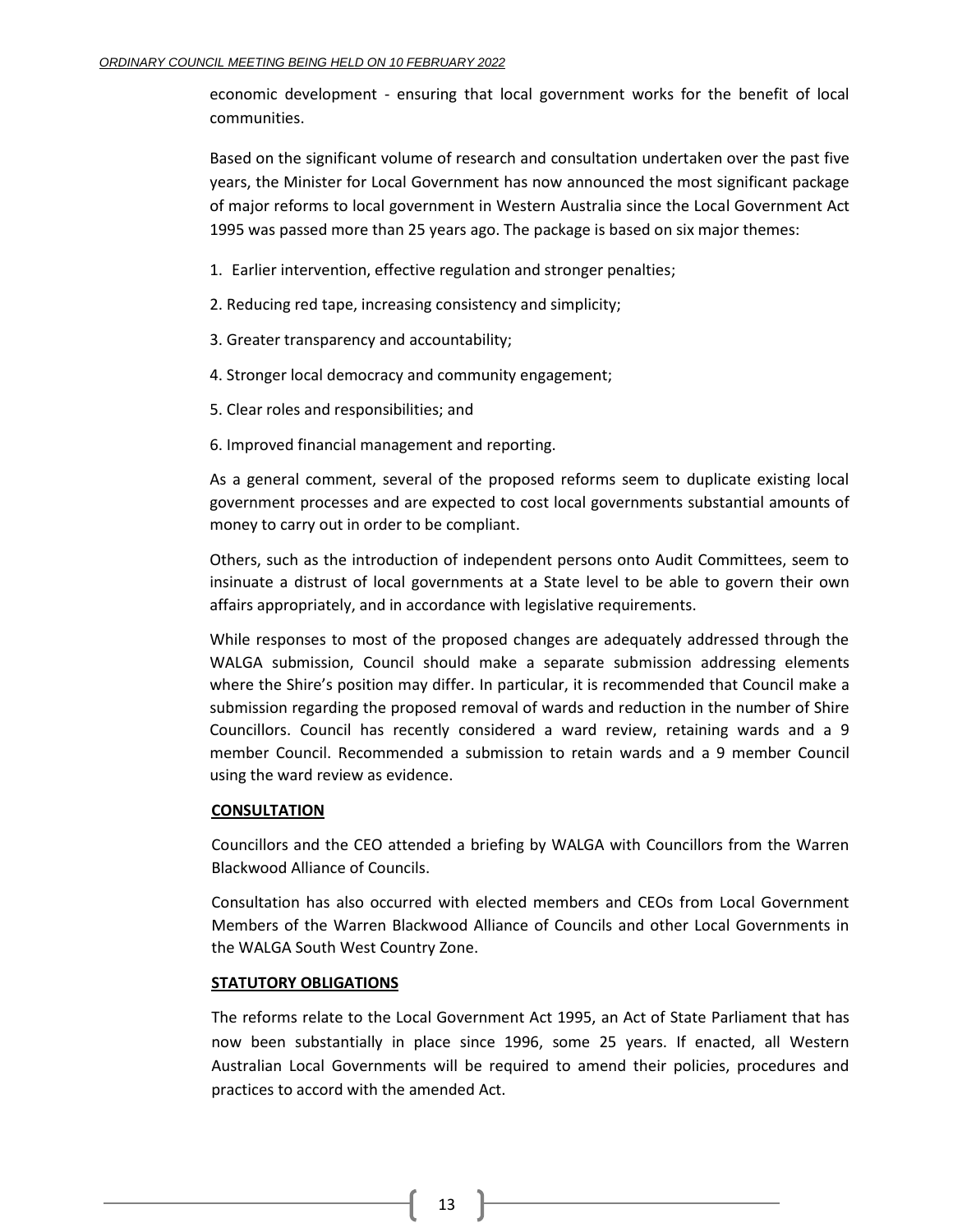economic development - ensuring that local government works for the benefit of local communities.

Based on the significant volume of research and consultation undertaken over the past five years, the Minister for Local Government has now announced the most significant package of major reforms to local government in Western Australia since the Local Government Act 1995 was passed more than 25 years ago. The package is based on six major themes:

1. Earlier intervention, effective regulation and stronger penalties;
2. Reducing red tape, increasing consistency and simplicity;
3. Greater transparency and accountability;
4. Stronger local democracy and community engagement;
5. Clear roles and responsibilities; and
6. Improved financial management and reporting.

As a general comment, several of the proposed reforms seem to duplicate existing local government processes and are expected to cost local governments substantial amounts of money to carry out in order to be compliant.

Others, such as the introduction of independent persons onto Audit Committees, seem to insinuate a distrust of local governments at a State level to be able to govern their own affairs appropriately, and in accordance with legislative requirements.

While responses to most of the proposed changes are adequately addressed through the WALGA submission, Council should make a separate submission addressing elements where the Shire's position may differ. In particular, it is recommended that Council make a submission regarding the proposed removal of wards and reduction in the number of Shire Councillors. Council has recently considered a ward review, retaining wards and a 9 member Council. Recommended a submission to retain wards and a 9 member Council using the ward review as evidence.

**CONSULTATION**

Councillors and the CEO attended a briefing by WALGA with Councillors from the Warren Blackwood Alliance of Councils.

Consultation has also occurred with elected members and CEOs from Local Government Members of the Warren Blackwood Alliance of Councils and other Local Governments in the WALGA South West Country Zone.

**STATUTORY OBLIGATIONS**

The reforms relate to the Local Government Act 1995, an Act of State Parliament that has now been substantially in place since 1996, some 25 years. If enacted, all Western Australian Local Governments will be required to amend their policies, procedures and practices to accord with the amended Act.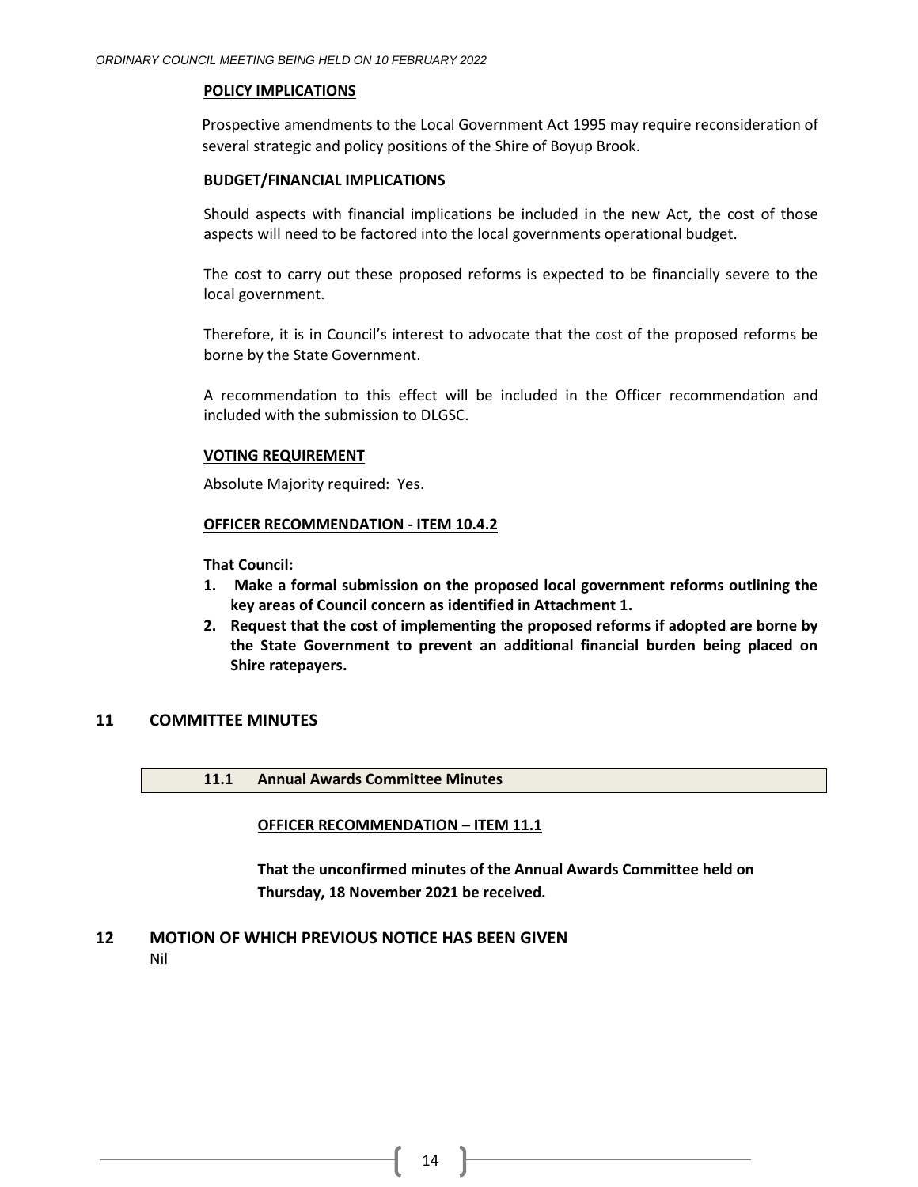**POLICY IMPLICATIONS**

Prospective amendments to the Local Government Act 1995 may require reconsideration of several strategic and policy positions of the Shire of Boyup Brook.

**BUDGET/FINANCIAL IMPLICATIONS**

Should aspects with financial implications be included in the new Act, the cost of those aspects will need to be factored into the local governments operational budget.

The cost to carry out these proposed reforms is expected to be financially severe to the local government.

Therefore, it is in Council's interest to advocate that the cost of the proposed reforms be borne by the State Government.

A recommendation to this effect will be included in the Officer recommendation and included with the submission to DLGSC.

**VOTING REQUIREMENT**

Absolute Majority required: Yes.

**OFFICER RECOMMENDATION - ITEM 10.4.2**

**That Council:**

1. **Make a formal submission on the proposed local government reforms outlining the key areas of Council concern as identified in Attachment 1.**
2. **Request that the cost of implementing the proposed reforms if adopted are borne by the State Government to prevent an additional financial burden being placed on Shire ratepayers.**

## 11 COMMITTEE MINUTES

### 11.1 Annual Awards Committee Minutes

**OFFICER RECOMMENDATION – ITEM 11.1**

**That the unconfirmed minutes of the Annual Awards Committee held on Thursday, 18 November 2021 be received.**

## 12 MOTION OF WHICH PREVIOUS NOTICE HAS BEEN GIVEN

Nil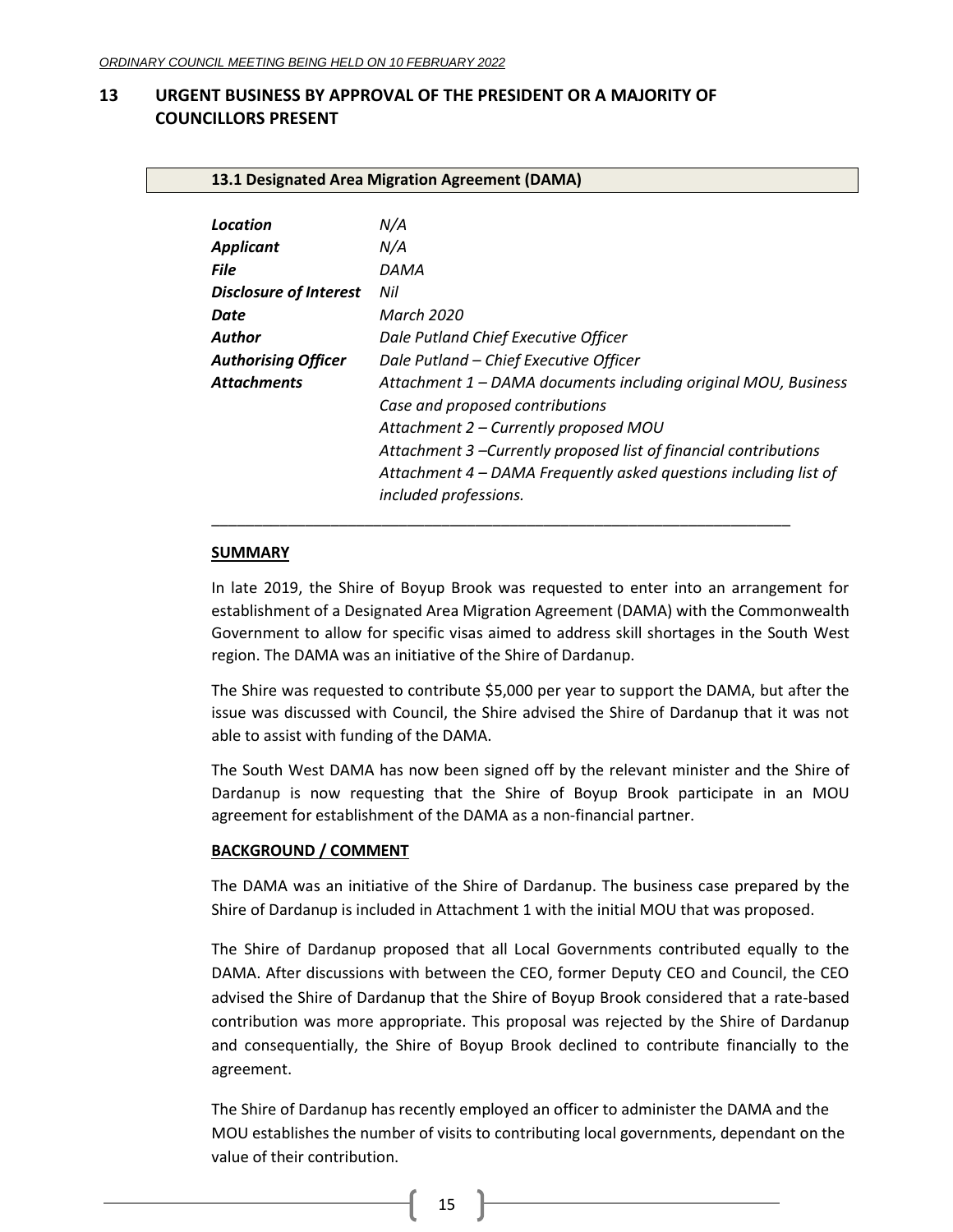# 13 URGENT BUSINESS BY APPROVAL OF THE PRESIDENT OR A MAJORITY OF COUNCILLORS PRESENT

## 13.1 Designated Area Migration Agreement (DAMA)

| | |
|---|---|
| ***Location*** | *N/A* |
| ***Applicant*** | *N/A* |
| ***File*** | *DAMA* |
| ***Disclosure of Interest*** | *Nil* |
| ***Date*** | *March 2020* |
| ***Author*** | *Dale Putland Chief Executive Officer* |
| ***Authorising Officer*** | *Dale Putland – Chief Executive Officer* |
| ***Attachments*** | *Attachment 1 – DAMA documents including original MOU, Business Case and proposed contributions*<br>*Attachment 2 – Currently proposed MOU*<br>*Attachment 3 –Currently proposed list of financial contributions*<br>*Attachment 4 – DAMA Frequently asked questions including list of included professions.* |

---

**SUMMARY**

In late 2019, the Shire of Boyup Brook was requested to enter into an arrangement for establishment of a Designated Area Migration Agreement (DAMA) with the Commonwealth Government to allow for specific visas aimed to address skill shortages in the South West region. The DAMA was an initiative of the Shire of Dardanup.

The Shire was requested to contribute $5,000 per year to support the DAMA, but after the issue was discussed with Council, the Shire advised the Shire of Dardanup that it was not able to assist with funding of the DAMA.

The South West DAMA has now been signed off by the relevant minister and the Shire of Dardanup is now requesting that the Shire of Boyup Brook participate in an MOU agreement for establishment of the DAMA as a non-financial partner.

**BACKGROUND / COMMENT**

The DAMA was an initiative of the Shire of Dardanup. The business case prepared by the Shire of Dardanup is included in Attachment 1 with the initial MOU that was proposed.

The Shire of Dardanup proposed that all Local Governments contributed equally to the DAMA. After discussions with between the CEO, former Deputy CEO and Council, the CEO advised the Shire of Dardanup that the Shire of Boyup Brook considered that a rate-based contribution was more appropriate. This proposal was rejected by the Shire of Dardanup and consequentially, the Shire of Boyup Brook declined to contribute financially to the agreement.

The Shire of Dardanup has recently employed an officer to administer the DAMA and the MOU establishes the number of visits to contributing local governments, dependant on the value of their contribution.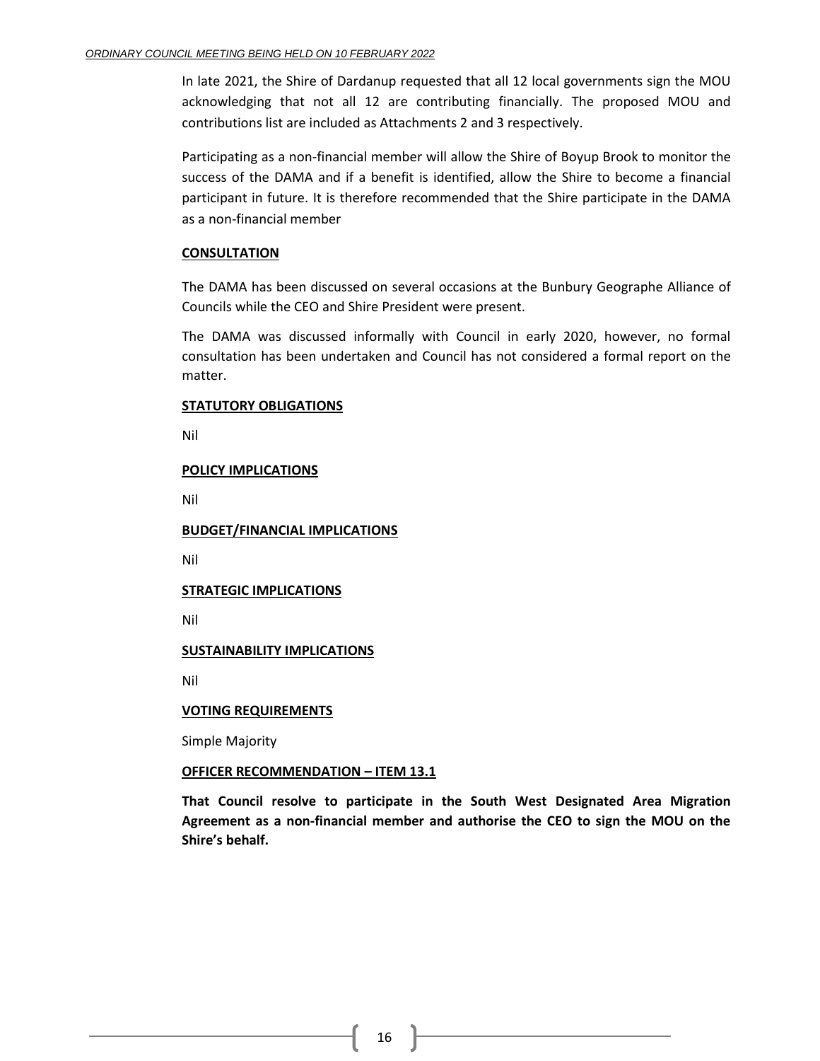In late 2021, the Shire of Dardanup requested that all 12 local governments sign the MOU acknowledging that not all 12 are contributing financially. The proposed MOU and contributions list are included as Attachments 2 and 3 respectively.

Participating as a non-financial member will allow the Shire of Boyup Brook to monitor the success of the DAMA and if a benefit is identified, allow the Shire to become a financial participant in future. It is therefore recommended that the Shire participate in the DAMA as a non-financial member

**CONSULTATION**

The DAMA has been discussed on several occasions at the Bunbury Geographe Alliance of Councils while the CEO and Shire President were present.

The DAMA was discussed informally with Council in early 2020, however, no formal consultation has been undertaken and Council has not considered a formal report on the matter.

**STATUTORY OBLIGATIONS**

Nil

**POLICY IMPLICATIONS**

Nil

**BUDGET/FINANCIAL IMPLICATIONS**

Nil

**STRATEGIC IMPLICATIONS**

Nil

**SUSTAINABILITY IMPLICATIONS**

Nil

**VOTING REQUIREMENTS**

Simple Majority

**OFFICER RECOMMENDATION – ITEM 13.1**

**That Council resolve to participate in the South West Designated Area Migration Agreement as a non-financial member and authorise the CEO to sign the MOU on the Shire's behalf.**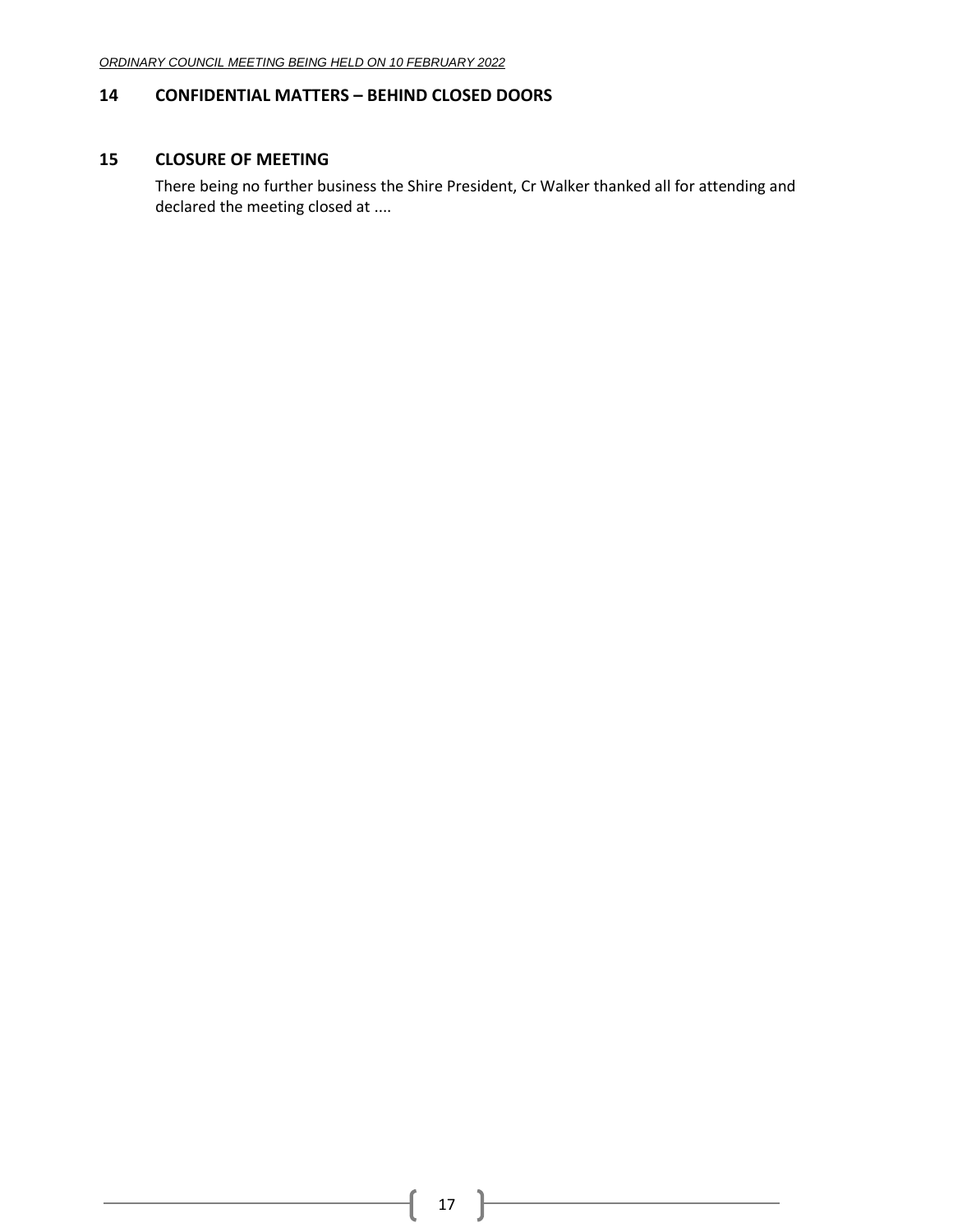## 14 CONFIDENTIAL MATTERS – BEHIND CLOSED DOORS

## 15 CLOSURE OF MEETING

There being no further business the Shire President, Cr Walker thanked all for attending and declared the meeting closed at ....